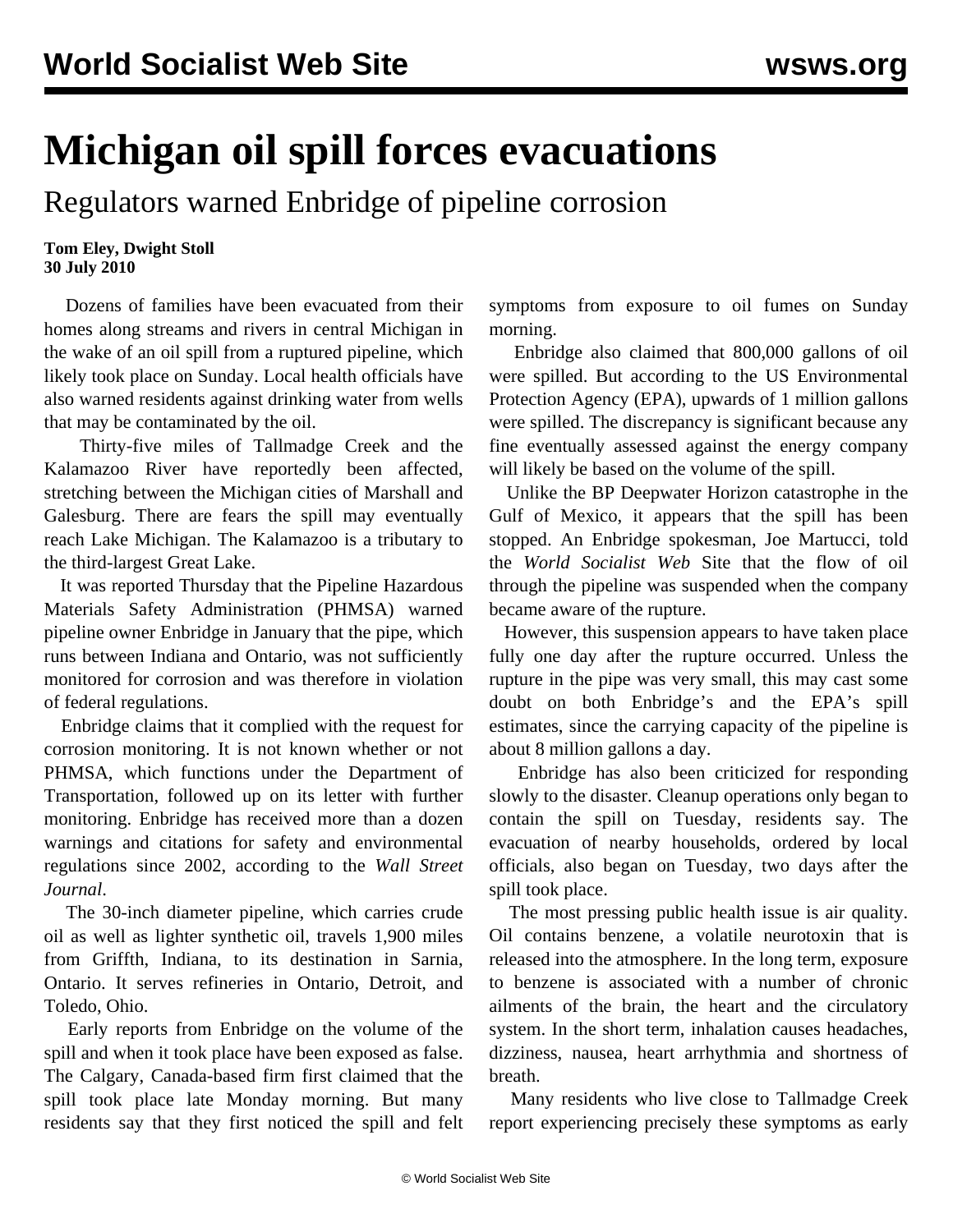# Michigan oil spill forces evacuations

## Regulators warned Enbridge of pipeline corrosion

**Tom Eley, Dwight Stoll**
**30 July 2010**

Dozens of families have been evacuated from their homes along streams and rivers in central Michigan in the wake of an oil spill from a ruptured pipeline, which likely took place on Sunday. Local health officials have also warned residents against drinking water from wells that may be contaminated by the oil.

Thirty-five miles of Tallmadge Creek and the Kalamazoo River have reportedly been affected, stretching between the Michigan cities of Marshall and Galesburg. There are fears the spill may eventually reach Lake Michigan. The Kalamazoo is a tributary to the third-largest Great Lake.

It was reported Thursday that the Pipeline Hazardous Materials Safety Administration (PHMSA) warned pipeline owner Enbridge in January that the pipe, which runs between Indiana and Ontario, was not sufficiently monitored for corrosion and was therefore in violation of federal regulations.

Enbridge claims that it complied with the request for corrosion monitoring. It is not known whether or not PHMSA, which functions under the Department of Transportation, followed up on its letter with further monitoring. Enbridge has received more than a dozen warnings and citations for safety and environmental regulations since 2002, according to the *Wall Street Journal*.

The 30-inch diameter pipeline, which carries crude oil as well as lighter synthetic oil, travels 1,900 miles from Griffth, Indiana, to its destination in Sarnia, Ontario. It serves refineries in Ontario, Detroit, and Toledo, Ohio.

Early reports from Enbridge on the volume of the spill and when it took place have been exposed as false. The Calgary, Canada-based firm first claimed that the spill took place late Monday morning. But many residents say that they first noticed the spill and felt symptoms from exposure to oil fumes on Sunday morning.

Enbridge also claimed that 800,000 gallons of oil were spilled. But according to the US Environmental Protection Agency (EPA), upwards of 1 million gallons were spilled. The discrepancy is significant because any fine eventually assessed against the energy company will likely be based on the volume of the spill.

Unlike the BP Deepwater Horizon catastrophe in the Gulf of Mexico, it appears that the spill has been stopped. An Enbridge spokesman, Joe Martucci, told the *World Socialist Web* Site that the flow of oil through the pipeline was suspended when the company became aware of the rupture.

However, this suspension appears to have taken place fully one day after the rupture occurred. Unless the rupture in the pipe was very small, this may cast some doubt on both Enbridge's and the EPA's spill estimates, since the carrying capacity of the pipeline is about 8 million gallons a day.

Enbridge has also been criticized for responding slowly to the disaster. Cleanup operations only began to contain the spill on Tuesday, residents say. The evacuation of nearby households, ordered by local officials, also began on Tuesday, two days after the spill took place.

The most pressing public health issue is air quality. Oil contains benzene, a volatile neurotoxin that is released into the atmosphere. In the long term, exposure to benzene is associated with a number of chronic ailments of the brain, the heart and the circulatory system. In the short term, inhalation causes headaches, dizziness, nausea, heart arrhythmia and shortness of breath.

Many residents who live close to Tallmadge Creek report experiencing precisely these symptoms as early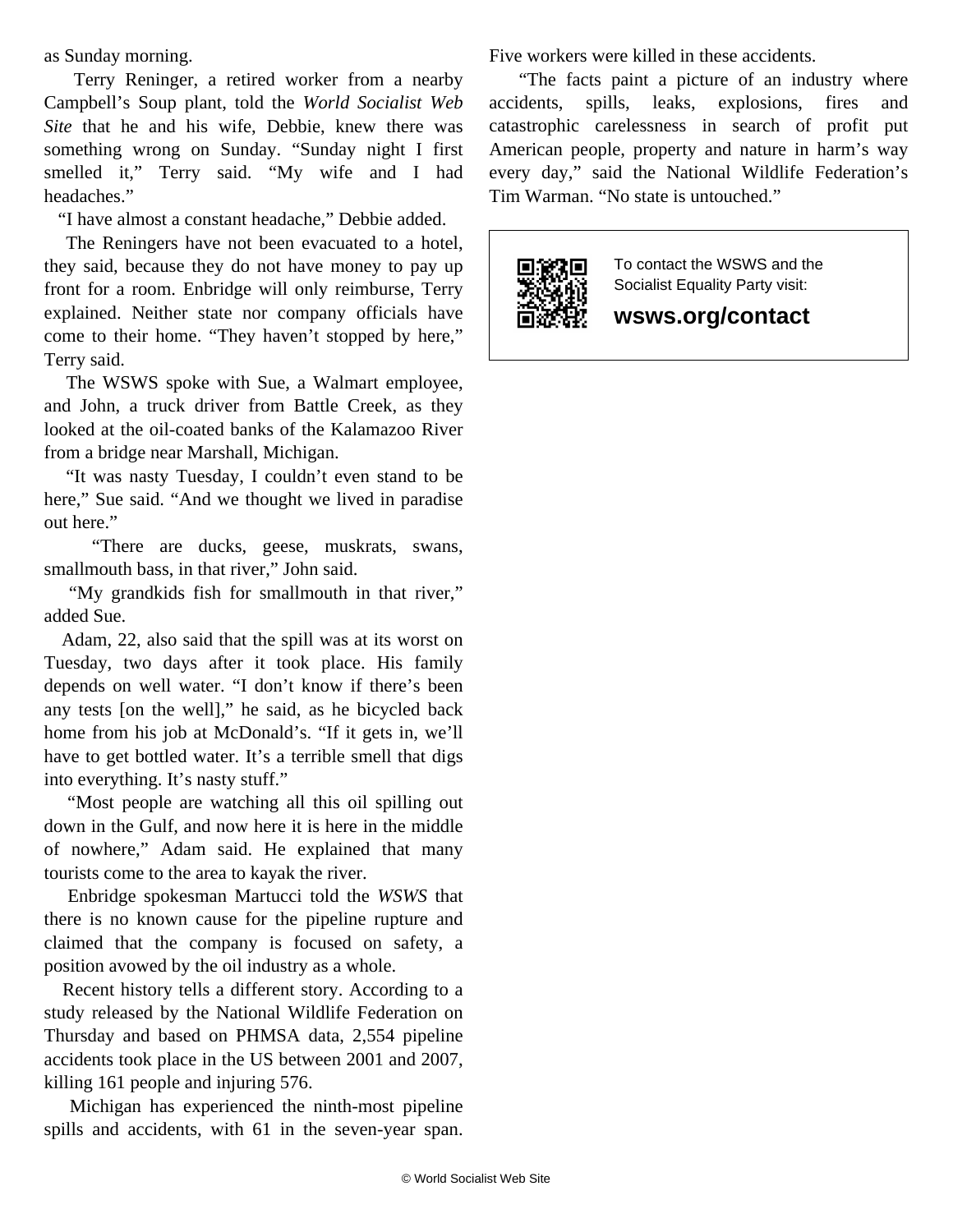as Sunday morning.

Terry Reninger, a retired worker from a nearby Campbell's Soup plant, told the *World Socialist Web Site* that he and his wife, Debbie, knew there was something wrong on Sunday. "Sunday night I first smelled it," Terry said. "My wife and I had headaches."

"I have almost a constant headache," Debbie added.

The Reningers have not been evacuated to a hotel, they said, because they do not have money to pay up front for a room. Enbridge will only reimburse, Terry explained. Neither state nor company officials have come to their home. "They haven't stopped by here," Terry said.

The WSWS spoke with Sue, a Walmart employee, and John, a truck driver from Battle Creek, as they looked at the oil-coated banks of the Kalamazoo River from a bridge near Marshall, Michigan.

"It was nasty Tuesday, I couldn't even stand to be here," Sue said. "And we thought we lived in paradise out here."

"There are ducks, geese, muskrats, swans, smallmouth bass, in that river," John said.

"My grandkids fish for smallmouth in that river," added Sue.

Adam, 22, also said that the spill was at its worst on Tuesday, two days after it took place. His family depends on well water. "I don't know if there's been any tests [on the well]," he said, as he bicycled back home from his job at McDonald's. "If it gets in, we'll have to get bottled water. It's a terrible smell that digs into everything. It's nasty stuff."

"Most people are watching all this oil spilling out down in the Gulf, and now here it is here in the middle of nowhere," Adam said. He explained that many tourists come to the area to kayak the river.

Enbridge spokesman Martucci told the *WSWS* that there is no known cause for the pipeline rupture and claimed that the company is focused on safety, a position avowed by the oil industry as a whole.

Recent history tells a different story. According to a study released by the National Wildlife Federation on Thursday and based on PHMSA data, 2,554 pipeline accidents took place in the US between 2001 and 2007, killing 161 people and injuring 576.

Michigan has experienced the ninth-most pipeline spills and accidents, with 61 in the seven-year span. Five workers were killed in these accidents.

"The facts paint a picture of an industry where accidents, spills, leaks, explosions, fires and catastrophic carelessness in search of profit put American people, property and nature in harm's way every day," said the National Wildlife Federation's Tim Warman. "No state is untouched."

To contact the WSWS and the Socialist Equality Party visit:

**wsws.org/contact**